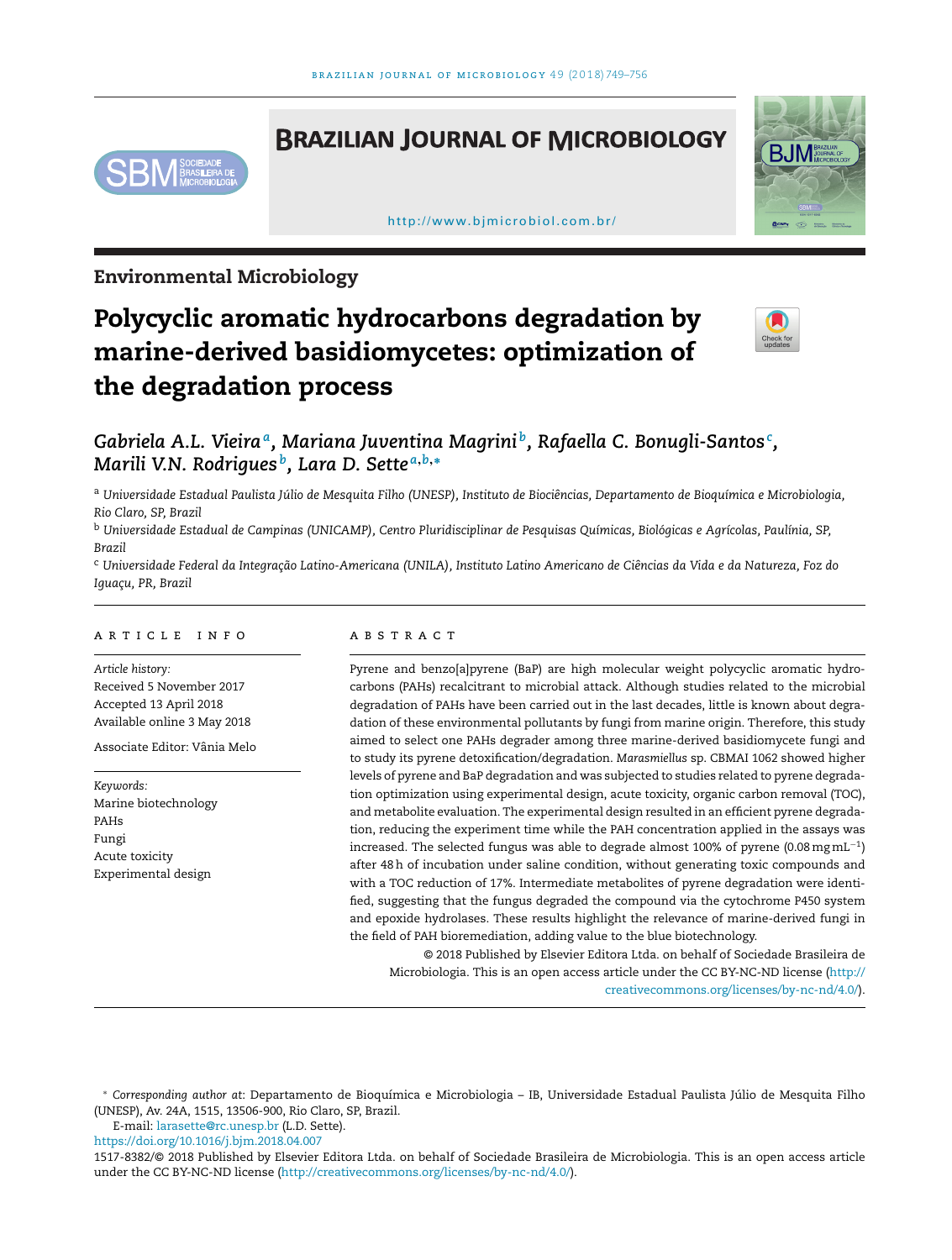Environmental Microbiology

# Polycyclic aromatic hydrocarbons degradation by marine-derived basidiomycetes: optimization of the degradation process

*Gabriela A.L. Vieira*[a], *Mariana Juventina Magrini*[b], *Rafaella C. Bonugli-Santos*[c], *Marili V.N. Rodrigues*[b], *Lara D. Sette*[a,b,*]

[a] *Universidade Estadual Paulista Júlio de Mesquita Filho (UNESP), Instituto de Biociências, Departamento de Bioquímica e Microbiologia, Rio Claro, SP, Brazil*

[b] *Universidade Estadual de Campinas (UNICAMP), Centro Pluridisciplinar de Pesquisas Químicas, Biológicas e Agrícolas, Paulínia, SP, Brazil*

[c] *Universidade Federal da Integração Latino-Americana (UNILA), Instituto Latino Americano de Ciências da Vida e da Natureza, Foz do Iguaçu, PR, Brazil*

## ARTICLE INFO

*Article history:*
Received 5 November 2017
Accepted 13 April 2018
Available online 3 May 2018

Associate Editor: Vânia Melo

*Keywords:*
Marine biotechnology
PAHs
Fungi
Acute toxicity
Experimental design

## ABSTRACT

Pyrene and benzo[a]pyrene (BaP) are high molecular weight polycyclic aromatic hydrocarbons (PAHs) recalcitrant to microbial attack. Although studies related to the microbial degradation of PAHs have been carried out in the last decades, little is known about degradation of these environmental pollutants by fungi from marine origin. Therefore, this study aimed to select one PAHs degrader among three marine-derived basidiomycete fungi and to study its pyrene detoxification/degradation. *Marasmiellus* sp. CBMAI 1062 showed higher levels of pyrene and BaP degradation and was subjected to studies related to pyrene degradation optimization using experimental design, acute toxicity, organic carbon removal (TOC), and metabolite evaluation. The experimental design resulted in an efficient pyrene degradation, reducing the experiment time while the PAH concentration applied in the assays was increased. The selected fungus was able to degrade almost 100% of pyrene ($0.08\,mg\,mL^{-1}$) after 48 h of incubation under saline condition, without generating toxic compounds and with a TOC reduction of 17%. Intermediate metabolites of pyrene degradation were identified, suggesting that the fungus degraded the compound via the cytochrome P450 system and epoxide hydrolases. These results highlight the relevance of marine-derived fungi in the field of PAH bioremediation, adding value to the blue biotechnology.

© 2018 Published by Elsevier Editora Ltda. on behalf of Sociedade Brasileira de Microbiologia. This is an open access article under the CC BY-NC-ND license (http://creativecommons.org/licenses/by-nc-nd/4.0/).

---

\* *Corresponding author at*: Departamento de Bioquímica e Microbiologia – IB, Universidade Estadual Paulista Júlio de Mesquita Filho (UNESP), Av. 24A, 1515, 13506-900, Rio Claro, SP, Brazil.

E-mail: larasette@rc.unesp.br (L.D. Sette).

https://doi.org/10.1016/j.bjm.2018.04.007

1517-8382/© 2018 Published by Elsevier Editora Ltda. on behalf of Sociedade Brasileira de Microbiologia. This is an open access article under the CC BY-NC-ND license (http://creativecommons.org/licenses/by-nc-nd/4.0/).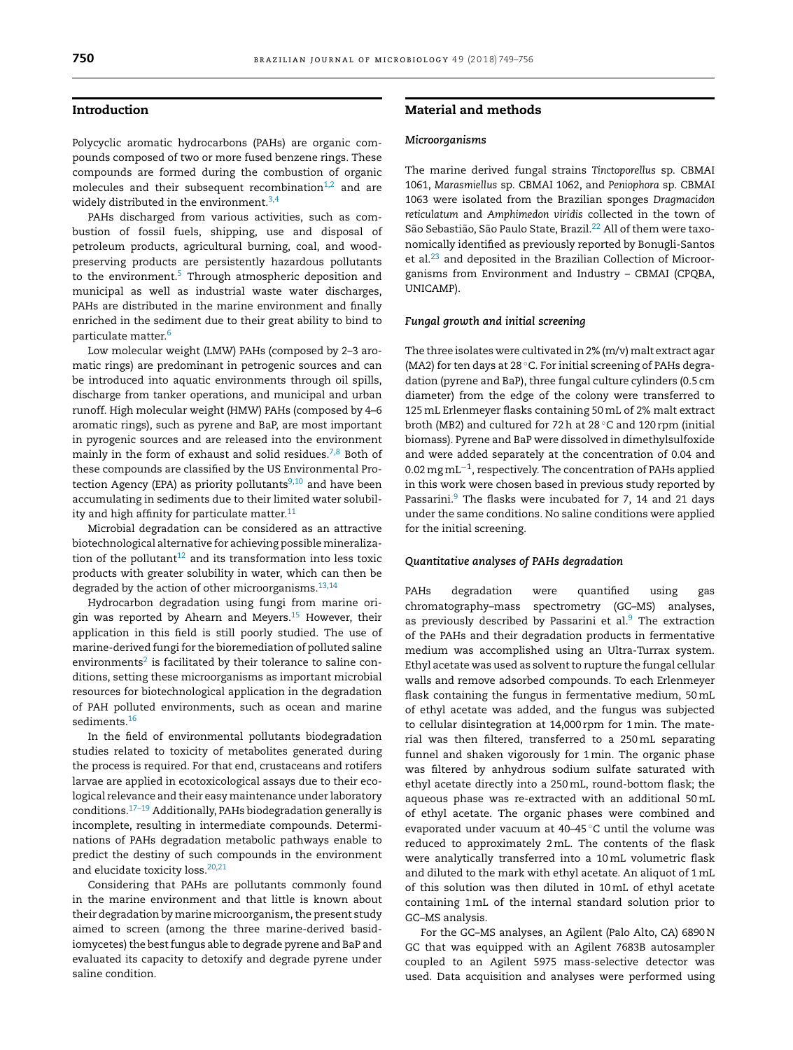## Introduction

Polycyclic aromatic hydrocarbons (PAHs) are organic compounds composed of two or more fused benzene rings. These compounds are formed during the combustion of organic molecules and their subsequent recombination[1,2] and are widely distributed in the environment.[3,4]

PAHs discharged from various activities, such as combustion of fossil fuels, shipping, use and disposal of petroleum products, agricultural burning, coal, and wood-preserving products are persistently hazardous pollutants to the environment.[5] Through atmospheric deposition and municipal as well as industrial waste water discharges, PAHs are distributed in the marine environment and finally enriched in the sediment due to their great ability to bind to particulate matter.[6]

Low molecular weight (LMW) PAHs (composed by 2–3 aromatic rings) are predominant in petrogenic sources and can be introduced into aquatic environments through oil spills, discharge from tanker operations, and municipal and urban runoff. High molecular weight (HMW) PAHs (composed by 4–6 aromatic rings), such as pyrene and BaP, are most important in pyrogenic sources and are released into the environment mainly in the form of exhaust and solid residues.[7,8] Both of these compounds are classified by the US Environmental Protection Agency (EPA) as priority pollutants[9,10] and have been accumulating in sediments due to their limited water solubility and high affinity for particulate matter.[11]

Microbial degradation can be considered as an attractive biotechnological alternative for achieving possible mineralization of the pollutant[12] and its transformation into less toxic products with greater solubility in water, which can then be degraded by the action of other microorganisms.[13,14]

Hydrocarbon degradation using fungi from marine origin was reported by Ahearn and Meyers.[15] However, their application in this field is still poorly studied. The use of marine-derived fungi for the bioremediation of polluted saline environments[2] is facilitated by their tolerance to saline conditions, setting these microorganisms as important microbial resources for biotechnological application in the degradation of PAH polluted environments, such as ocean and marine sediments.[16]

In the field of environmental pollutants biodegradation studies related to toxicity of metabolites generated during the process is required. For that end, crustaceans and rotifers larvae are applied in ecotoxicological assays due to their ecological relevance and their easy maintenance under laboratory conditions.[17–19] Additionally, PAHs biodegradation generally is incomplete, resulting in intermediate compounds. Determinations of PAHs degradation metabolic pathways enable to predict the destiny of such compounds in the environment and elucidate toxicity loss.[20,21]

Considering that PAHs are pollutants commonly found in the marine environment and that little is known about their degradation by marine microorganism, the present study aimed to screen (among the three marine-derived basidiomycetes) the best fungus able to degrade pyrene and BaP and evaluated its capacity to detoxify and degrade pyrene under saline condition.

## Material and methods

### *Microorganisms*

The marine derived fungal strains *Tinctoporellus* sp. CBMAI 1061, *Marasmiellus* sp. CBMAI 1062, and *Peniophora* sp. CBMAI 1063 were isolated from the Brazilian sponges *Dragmacidon reticulatum* and *Amphimedon viridis* collected in the town of São Sebastião, São Paulo State, Brazil.[22] All of them were taxonomically identified as previously reported by Bonugli-Santos et al.[23] and deposited in the Brazilian Collection of Microorganisms from Environment and Industry – CBMAI (CPQBA, UNICAMP).

### *Fungal growth and initial screening*

The three isolates were cultivated in 2% (m/v) malt extract agar (MA2) for ten days at 28 °C. For initial screening of PAHs degradation (pyrene and BaP), three fungal culture cylinders (0.5 cm diameter) from the edge of the colony were transferred to 125 mL Erlenmeyer flasks containing 50 mL of 2% malt extract broth (MB2) and cultured for 72 h at 28 °C and 120 rpm (initial biomass). Pyrene and BaP were dissolved in dimethylsulfoxide and were added separately at the concentration of 0.04 and 0.02 mg mL$^{-1}$, respectively. The concentration of PAHs applied in this work were chosen based in previous study reported by Passarini.[9] The flasks were incubated for 7, 14 and 21 days under the same conditions. No saline conditions were applied for the initial screening.

### *Quantitative analyses of PAHs degradation*

PAHs degradation were quantified using gas chromatography–mass spectrometry (GC–MS) analyses, as previously described by Passarini et al.[9] The extraction of the PAHs and their degradation products in fermentative medium was accomplished using an Ultra-Turrax system. Ethyl acetate was used as solvent to rupture the fungal cellular walls and remove adsorbed compounds. To each Erlenmeyer flask containing the fungus in fermentative medium, 50 mL of ethyl acetate was added, and the fungus was subjected to cellular disintegration at 14,000 rpm for 1 min. The material was then filtered, transferred to a 250 mL separating funnel and shaken vigorously for 1 min. The organic phase was filtered by anhydrous sodium sulfate saturated with ethyl acetate directly into a 250 mL, round-bottom flask; the aqueous phase was re-extracted with an additional 50 mL of ethyl acetate. The organic phases were combined and evaporated under vacuum at 40–45 °C until the volume was reduced to approximately 2 mL. The contents of the flask were analytically transferred into a 10 mL volumetric flask and diluted to the mark with ethyl acetate. An aliquot of 1 mL of this solution was then diluted in 10 mL of ethyl acetate containing 1 mL of the internal standard solution prior to GC–MS analysis.

For the GC–MS analyses, an Agilent (Palo Alto, CA) 6890 N GC that was equipped with an Agilent 7683B autosampler coupled to an Agilent 5975 mass-selective detector was used. Data acquisition and analyses were performed using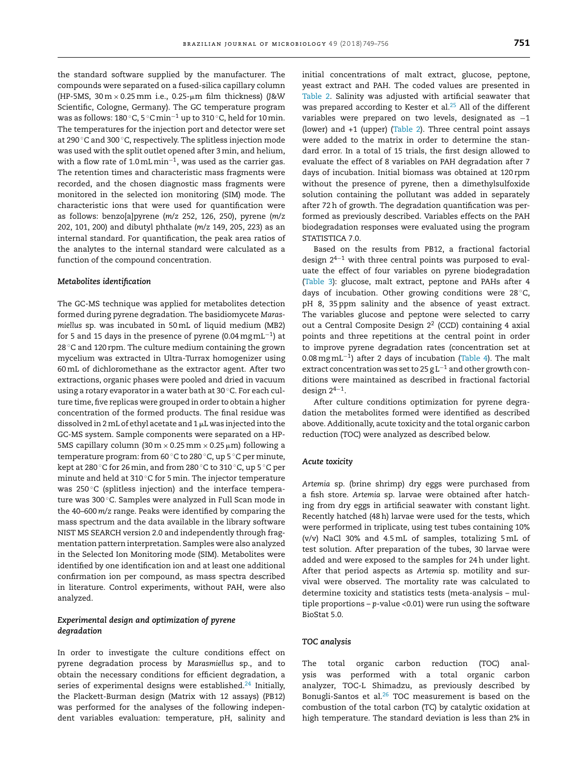the standard software supplied by the manufacturer. The compounds were separated on a fused-silica capillary column (HP-5MS, 30 m × 0.25 mm i.e., 0.25-μm film thickness) (J&W Scientific, Cologne, Germany). The GC temperature program was as follows: 180 °C, 5 °C $min^{-1}$ up to 310 °C, held for 10 min. The temperatures for the injection port and detector were set at 290 °C and 300 °C, respectively. The splitless injection mode was used with the split outlet opened after 3 min, and helium, with a flow rate of 1.0 mL $min^{-1}$, was used as the carrier gas. The retention times and characteristic mass fragments were recorded, and the chosen diagnostic mass fragments were monitored in the selected ion monitoring (SIM) mode. The characteristic ions that were used for quantification were as follows: benzo[a]pyrene (*m/z* 252, 126, 250), pyrene (*m/z* 202, 101, 200) and dibutyl phthalate (*m/z* 149, 205, 223) as an internal standard. For quantification, the peak area ratios of the analytes to the internal standard were calculated as a function of the compound concentration.

### *Metabolites identification*

The GC-MS technique was applied for metabolites detection formed during pyrene degradation. The basidiomycete *Marasmiellus* sp. was incubated in 50 mL of liquid medium (MB2) for 5 and 15 days in the presence of pyrene (0.04 mg $mL^{-1}$) at 28 °C and 120 rpm. The culture medium containing the grown mycelium was extracted in Ultra-Turrax homogenizer using 60 mL of dichloromethane as the extractor agent. After two extractions, organic phases were pooled and dried in vacuum using a rotary evaporator in a water bath at 30 °C. For each culture time, five replicas were grouped in order to obtain a higher concentration of the formed products. The final residue was dissolved in 2 mL of ethyl acetate and 1 μL was injected into the GC-MS system. Sample components were separated on a HP-5MS capillary column (30 m × 0.25 mm × 0.25 μm) following a temperature program: from 60 °C to 280 °C, up 5 °C per minute, kept at 280 °C for 26 min, and from 280 °C to 310 °C, up 5 °C per minute and held at 310 °C for 5 min. The injector temperature was 250 °C (splitless injection) and the interface temperature was 300 °C. Samples were analyzed in Full Scan mode in the 40–600 *m/z* range. Peaks were identified by comparing the mass spectrum and the data available in the library software NIST MS SEARCH version 2.0 and independently through fragmentation pattern interpretation. Samples were also analyzed in the Selected Ion Monitoring mode (SIM). Metabolites were identified by one identification ion and at least one additional confirmation ion per compound, as mass spectra described in literature. Control experiments, without PAH, were also analyzed.

### *Experimental design and optimization of pyrene degradation*

In order to investigate the culture conditions effect on pyrene degradation process by *Marasmiellus* sp., and to obtain the necessary conditions for efficient degradation, a series of experimental designs were established.[24] Initially, the Plackett-Burman design (Matrix with 12 assays) (PB12) was performed for the analyses of the following independent variables evaluation: temperature, pH, salinity and initial concentrations of malt extract, glucose, peptone, yeast extract and PAH. The coded values are presented in Table 2. Salinity was adjusted with artificial seawater that was prepared according to Kester et al.[25] All of the different variables were prepared on two levels, designated as −1 (lower) and +1 (upper) (Table 2). Three central point assays were added to the matrix in order to determine the standard error. In a total of 15 trials, the first design allowed to evaluate the effect of 8 variables on PAH degradation after 7 days of incubation. Initial biomass was obtained at 120 rpm without the presence of pyrene, then a dimethylsulfoxide solution containing the pollutant was added in separately after 72 h of growth. The degradation quantification was performed as previously described. Variables effects on the PAH biodegradation responses were evaluated using the program STATISTICA 7.0.

Based on the results from PB12, a fractional factorial design $2^{4-1}$ with three central points was purposed to evaluate the effect of four variables on pyrene biodegradation (Table 3): glucose, malt extract, peptone and PAHs after 4 days of incubation. Other growing conditions were 28 °C, pH 8, 35 ppm salinity and the absence of yeast extract. The variables glucose and peptone were selected to carry out a Central Composite Design $2^2$ (CCD) containing 4 axial points and three repetitions at the central point in order to improve pyrene degradation rates (concentration set at 0.08 mg $mL^{-1}$) after 2 days of incubation (Table 4). The malt extract concentration was set to 25 g $L^{-1}$ and other growth conditions were maintained as described in fractional factorial design $2^{4-1}$.

After culture conditions optimization for pyrene degradation the metabolites formed were identified as described above. Additionally, acute toxicity and the total organic carbon reduction (TOC) were analyzed as described below.

### *Acute toxicity*

*Artemia* sp. (brine shrimp) dry eggs were purchased from a fish store. *Artemia* sp. larvae were obtained after hatching from dry eggs in artificial seawater with constant light. Recently hatched (48 h) larvae were used for the tests, which were performed in triplicate, using test tubes containing 10% (v/v) NaCl 30% and 4.5 mL of samples, totalizing 5 mL of test solution. After preparation of the tubes, 30 larvae were added and were exposed to the samples for 24 h under light. After that period aspects as *Artemia* sp. motility and survival were observed. The mortality rate was calculated to determine toxicity and statistics tests (meta-analysis – multiple proportions – *p*-value <0.01) were run using the software BioStat 5.0.

### *TOC analysis*

The total organic carbon reduction (TOC) analysis was performed with a total organic carbon analyzer, TOC-L Shimadzu, as previously described by Bonugli-Santos et al.[26] TOC measurement is based on the combustion of the total carbon (TC) by catalytic oxidation at high temperature. The standard deviation is less than 2% in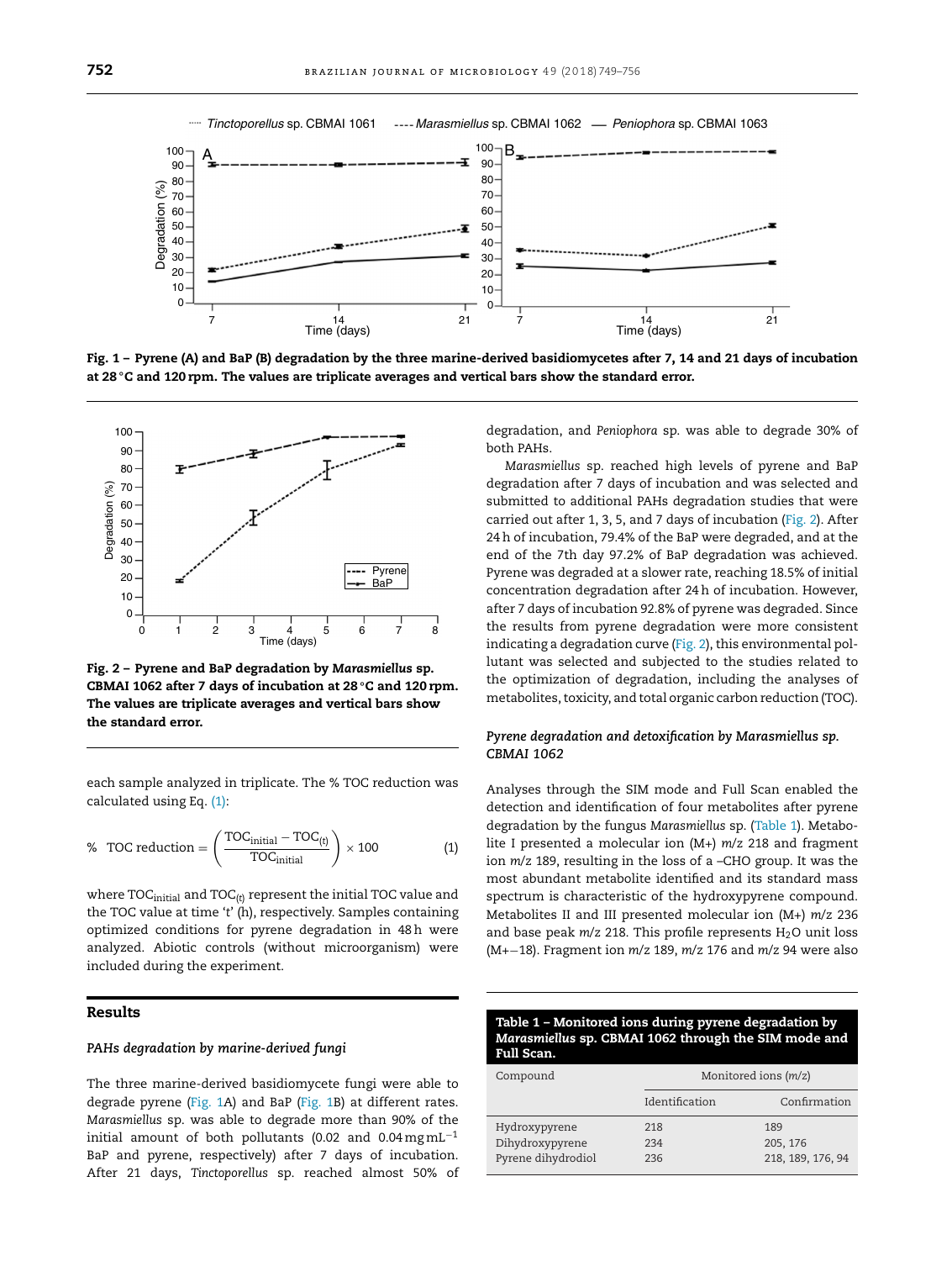Fig. 1 – Pyrene (A) and BaP (B) degradation by the three marine-derived basidiomycetes after 7, 14 and 21 days of incubation at 28 °C and 120 rpm. The values are triplicate averages and vertical bars show the standard error.

Fig. 2 – Pyrene and BaP degradation by *Marasmiellus* sp. CBMAI 1062 after 7 days of incubation at 28 °C and 120 rpm. The values are triplicate averages and vertical bars show the standard error.

each sample analyzed in triplicate. The % TOC reduction was calculated using Eq. (1):

$$\%\ \text{TOC reduction} = \left(\frac{\text{TOC}_{\text{initial}} - \text{TOC}_{(t)}}{\text{TOC}_{\text{initial}}}\right) \times 100 \quad (1)$$

where $\text{TOC}_{\text{initial}}$ and $\text{TOC}_{(t)}$ represent the initial TOC value and the TOC value at time 't' (h), respectively. Samples containing optimized conditions for pyrene degradation in 48 h were analyzed. Abiotic controls (without microorganism) were included during the experiment.

## Results

### *PAHs degradation by marine-derived fungi*

The three marine-derived basidiomycete fungi were able to degrade pyrene (Fig. 1A) and BaP (Fig. 1B) at different rates. *Marasmiellus* sp. was able to degrade more than 90% of the initial amount of both pollutants (0.02 and 0.04 mg mL$^{-1}$ BaP and pyrene, respectively) after 7 days of incubation. After 21 days, *Tinctoporellus* sp. reached almost 50% of degradation, and *Peniophora* sp. was able to degrade 30% of both PAHs.

*Marasmiellus* sp. reached high levels of pyrene and BaP degradation after 7 days of incubation and was selected and submitted to additional PAHs degradation studies that were carried out after 1, 3, 5, and 7 days of incubation (Fig. 2). After 24 h of incubation, 79.4% of the BaP were degraded, and at the end of the 7th day 97.2% of BaP degradation was achieved. Pyrene was degraded at a slower rate, reaching 18.5% of initial concentration degradation after 24 h of incubation. However, after 7 days of incubation 92.8% of pyrene was degraded. Since the results from pyrene degradation were more consistent indicating a degradation curve (Fig. 2), this environmental pollutant was selected and subjected to the studies related to the optimization of degradation, including the analyses of metabolites, toxicity, and total organic carbon reduction (TOC).

### *Pyrene degradation and detoxification by Marasmiellus sp. CBMAI 1062*

Analyses through the SIM mode and Full Scan enabled the detection and identification of four metabolites after pyrene degradation by the fungus *Marasmiellus* sp. (Table 1). Metabolite I presented a molecular ion (M+) *m/z* 218 and fragment ion *m/z* 189, resulting in the loss of a –CHO group. It was the most abundant metabolite identified and its standard mass spectrum is characteristic of the hydroxypyrene compound. Metabolites II and III presented molecular ion (M+) *m/z* 236 and base peak *m/z* 218. This profile represents $H_2O$ unit loss (M+−18). Fragment ion *m/z* 189, *m/z* 176 and *m/z* 94 were also

**Table 1 – Monitored ions during pyrene degradation by *Marasmiellus* sp. CBMAI 1062 through the SIM mode and Full Scan.**

| Compound | Monitored ions (*m/z*) | |
|---|---|---|
| | Identification | Confirmation |
| Hydroxypyrene | 218 | 189 |
| Dihydroxypyrene | 234 | 205, 176 |
| Pyrene dihydrodiol | 236 | 218, 189, 176, 94 |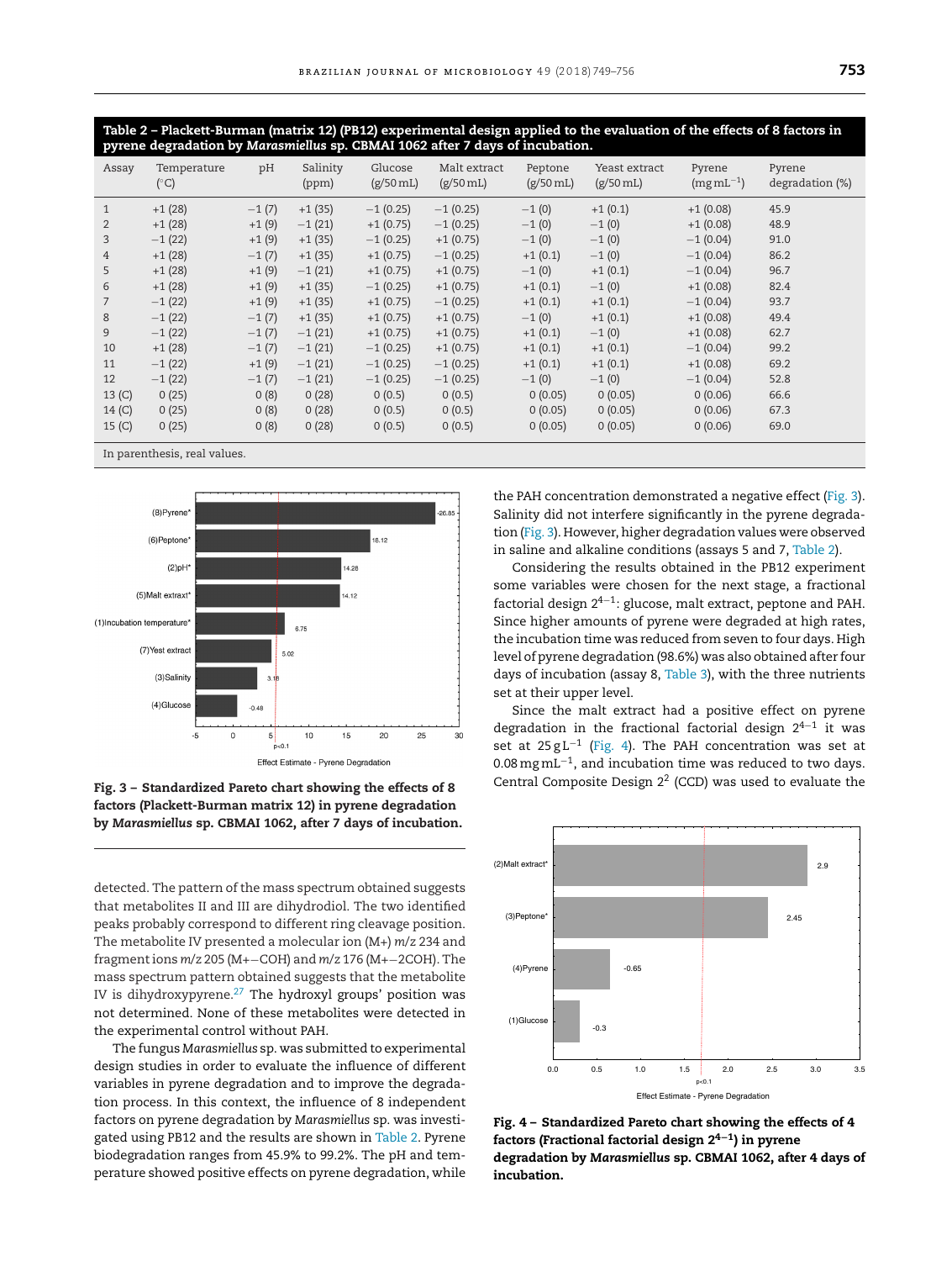**Table 2 – Plackett-Burman (matrix 12) (PB12) experimental design applied to the evaluation of the effects of 8 factors in pyrene degradation by *Marasmiellus* sp. CBMAI 1062 after 7 days of incubation.**

| Assay | Temperature (°C) | pH | Salinity (ppm) | Glucose (g/50 mL) | Malt extract (g/50 mL) | Peptone (g/50 mL) | Yeast extract (g/50 mL) | Pyrene (mg mL$^{-1}$) | Pyrene degradation (%) |
|---|---|---|---|---|---|---|---|---|---|
| 1 | +1 (28) | −1 (7) | +1 (35) | −1 (0.25) | −1 (0.25) | −1 (0) | +1 (0.1) | +1 (0.08) | 45.9 |
| 2 | +1 (28) | +1 (9) | −1 (21) | +1 (0.75) | −1 (0.25) | −1 (0) | −1 (0) | +1 (0.08) | 48.9 |
| 3 | −1 (22) | +1 (9) | +1 (35) | −1 (0.25) | +1 (0.75) | −1 (0) | −1 (0) | −1 (0.04) | 91.0 |
| 4 | +1 (28) | −1 (7) | +1 (35) | +1 (0.75) | −1 (0.25) | +1 (0.1) | −1 (0) | −1 (0.04) | 86.2 |
| 5 | +1 (28) | +1 (9) | −1 (21) | +1 (0.75) | +1 (0.75) | −1 (0) | +1 (0.1) | −1 (0.04) | 96.7 |
| 6 | +1 (28) | +1 (9) | +1 (35) | −1 (0.25) | +1 (0.75) | +1 (0.1) | −1 (0) | +1 (0.08) | 82.4 |
| 7 | −1 (22) | +1 (9) | +1 (35) | +1 (0.75) | −1 (0.25) | +1 (0.1) | +1 (0.1) | −1 (0.04) | 93.7 |
| 8 | −1 (22) | −1 (7) | +1 (35) | +1 (0.75) | +1 (0.75) | −1 (0) | +1 (0.1) | +1 (0.08) | 49.4 |
| 9 | −1 (22) | −1 (7) | −1 (21) | +1 (0.75) | +1 (0.75) | +1 (0.1) | −1 (0) | +1 (0.08) | 62.7 |
| 10 | +1 (28) | −1 (7) | −1 (21) | −1 (0.25) | +1 (0.75) | +1 (0.1) | +1 (0.1) | −1 (0.04) | 99.2 |
| 11 | −1 (22) | +1 (9) | −1 (21) | −1 (0.25) | −1 (0.25) | +1 (0.1) | +1 (0.1) | +1 (0.08) | 69.2 |
| 12 | −1 (22) | −1 (7) | −1 (21) | −1 (0.25) | −1 (0.25) | −1 (0) | −1 (0) | −1 (0.04) | 52.8 |
| 13 (C) | 0 (25) | 0 (8) | 0 (28) | 0 (0.5) | 0 (0.5) | 0 (0.05) | 0 (0.05) | 0 (0.06) | 66.6 |
| 14 (C) | 0 (25) | 0 (8) | 0 (28) | 0 (0.5) | 0 (0.5) | 0 (0.05) | 0 (0.05) | 0 (0.06) | 67.3 |
| 15 (C) | 0 (25) | 0 (8) | 0 (28) | 0 (0.5) | 0 (0.5) | 0 (0.05) | 0 (0.05) | 0 (0.06) | 69.0 |

In parenthesis, real values.

**Fig. 3 – Standardized Pareto chart showing the effects of 8 factors (Plackett-Burman matrix 12) in pyrene degradation by *Marasmiellus* sp. CBMAI 1062, after 7 days of incubation.**

detected. The pattern of the mass spectrum obtained suggests that metabolites II and III are dihydrodiol. The two identified peaks probably correspond to different ring cleavage position. The metabolite IV presented a molecular ion (M+) *m/z* 234 and fragment ions *m/z* 205 (M+−COH) and *m/z* 176 (M+−2COH). The mass spectrum pattern obtained suggests that the metabolite IV is dihydroxypyrene.[27] The hydroxyl groups' position was not determined. None of these metabolites were detected in the experimental control without PAH.

The fungus *Marasmiellus* sp. was submitted to experimental design studies in order to evaluate the influence of different variables in pyrene degradation and to improve the degradation process. In this context, the influence of 8 independent factors on pyrene degradation by *Marasmiellus* sp. was investigated using PB12 and the results are shown in Table 2. Pyrene biodegradation ranges from 45.9% to 99.2%. The pH and temperature showed positive effects on pyrene degradation, while the PAH concentration demonstrated a negative effect (Fig. 3). Salinity did not interfere significantly in the pyrene degradation (Fig. 3). However, higher degradation values were observed in saline and alkaline conditions (assays 5 and 7, Table 2).

Considering the results obtained in the PB12 experiment some variables were chosen for the next stage, a fractional factorial design $2^{4-1}$: glucose, malt extract, peptone and PAH. Since higher amounts of pyrene were degraded at high rates, the incubation time was reduced from seven to four days. High level of pyrene degradation (98.6%) was also obtained after four days of incubation (assay 8, Table 3), with the three nutrients set at their upper level.

Since the malt extract had a positive effect on pyrene degradation in the fractional factorial design $2^{4-1}$ it was set at 25 g L$^{-1}$ (Fig. 4). The PAH concentration was set at 0.08 mg mL$^{-1}$, and incubation time was reduced to two days. Central Composite Design $2^2$ (CCD) was used to evaluate the

**Fig. 4 – Standardized Pareto chart showing the effects of 4 factors (Fractional factorial design $2^{4-1}$) in pyrene degradation by *Marasmiellus* sp. CBMAI 1062, after 4 days of incubation.**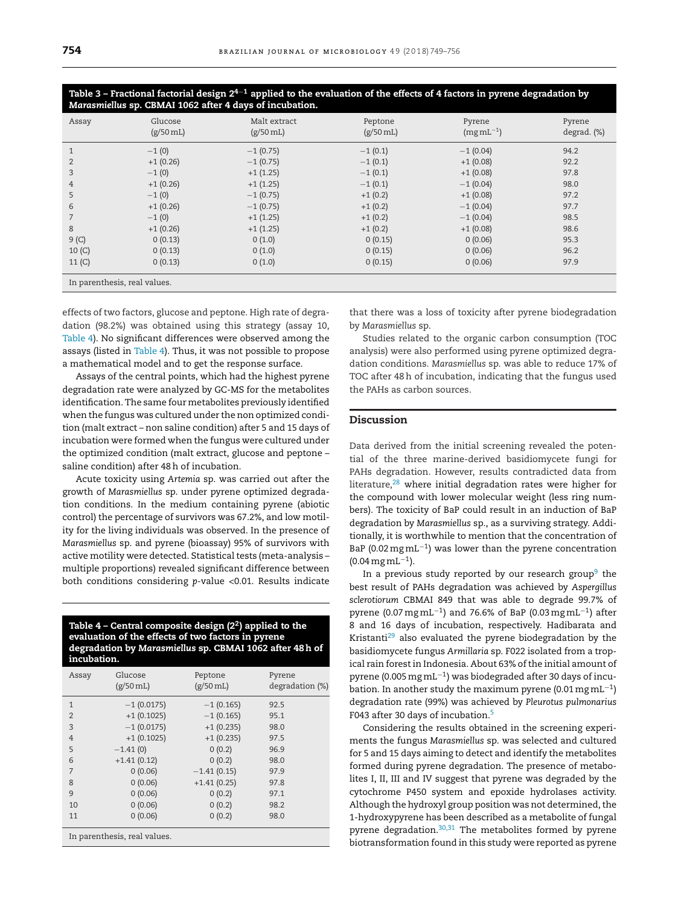**Table 3 – Fractional factorial design $2^{4-1}$ applied to the evaluation of the effects of 4 factors in pyrene degradation by *Marasmiellus* sp. CBMAI 1062 after 4 days of incubation.**

| Assay | Glucose (g/50 mL) | Malt extract (g/50 mL) | Peptone (g/50 mL) | Pyrene ($mg\,mL^{-1}$) | Pyrene degrad. (%) |
|---|---|---|---|---|---|
| 1 | −1 (0) | −1 (0.75) | −1 (0.1) | −1 (0.04) | 94.2 |
| 2 | +1 (0.26) | −1 (0.75) | −1 (0.1) | +1 (0.08) | 92.2 |
| 3 | −1 (0) | +1 (1.25) | −1 (0.1) | +1 (0.08) | 97.8 |
| 4 | +1 (0.26) | +1 (1.25) | −1 (0.1) | −1 (0.04) | 98.0 |
| 5 | −1 (0) | −1 (0.75) | +1 (0.2) | +1 (0.08) | 97.2 |
| 6 | +1 (0.26) | −1 (0.75) | +1 (0.2) | −1 (0.04) | 97.7 |
| 7 | −1 (0) | +1 (1.25) | +1 (0.2) | −1 (0.04) | 98.5 |
| 8 | +1 (0.26) | +1 (1.25) | +1 (0.2) | +1 (0.08) | 98.6 |
| 9 (C) | 0 (0.13) | 0 (1.0) | 0 (0.15) | 0 (0.06) | 95.3 |
| 10 (C) | 0 (0.13) | 0 (1.0) | 0 (0.15) | 0 (0.06) | 96.2 |
| 11 (C) | 0 (0.13) | 0 (1.0) | 0 (0.15) | 0 (0.06) | 97.9 |

In parenthesis, real values.

effects of two factors, glucose and peptone. High rate of degradation (98.2%) was obtained using this strategy (assay 10, Table 4). No significant differences were observed among the assays (listed in Table 4). Thus, it was not possible to propose a mathematical model and to get the response surface.

Assays of the central points, which had the highest pyrene degradation rate were analyzed by GC-MS for the metabolites identification. The same four metabolites previously identified when the fungus was cultured under the non optimized condition (malt extract – non saline condition) after 5 and 15 days of incubation were formed when the fungus were cultured under the optimized condition (malt extract, glucose and peptone – saline condition) after 48 h of incubation.

Acute toxicity using *Artemia* sp. was carried out after the growth of *Marasmiellus* sp. under pyrene optimized degradation conditions. In the medium containing pyrene (abiotic control) the percentage of survivors was 67.2%, and low motility for the living individuals was observed. In the presence of *Marasmiellus* sp. and pyrene (bioassay) 95% of survivors with active motility were detected. Statistical tests (meta-analysis – multiple proportions) revealed significant difference between both conditions considering $p$-value <0.01. Results indicate that there was a loss of toxicity after pyrene biodegradation by *Marasmiellus* sp.

Studies related to the organic carbon consumption (TOC analysis) were also performed using pyrene optimized degradation conditions. *Marasmiellus* sp. was able to reduce 17% of TOC after 48 h of incubation, indicating that the fungus used the PAHs as carbon sources.

**Table 4 – Central composite design ($2^2$) applied to the evaluation of the effects of two factors in pyrene degradation by *Marasmiellus* sp. CBMAI 1062 after 48 h of incubation.**

| Assay | Glucose (g/50 mL) | Peptone (g/50 mL) | Pyrene degradation (%) |
|---|---|---|---|
| 1 | −1 (0.0175) | −1 (0.165) | 92.5 |
| 2 | +1 (0.1025) | −1 (0.165) | 95.1 |
| 3 | −1 (0.0175) | +1 (0.235) | 98.0 |
| 4 | +1 (0.1025) | +1 (0.235) | 97.5 |
| 5 | −1.41 (0) | 0 (0.2) | 96.9 |
| 6 | +1.41 (0.12) | 0 (0.2) | 98.0 |
| 7 | 0 (0.06) | −1.41 (0.15) | 97.9 |
| 8 | 0 (0.06) | +1.41 (0.25) | 97.8 |
| 9 | 0 (0.06) | 0 (0.2) | 97.1 |
| 10 | 0 (0.06) | 0 (0.2) | 98.2 |
| 11 | 0 (0.06) | 0 (0.2) | 98.0 |

In parenthesis, real values.

## Discussion

Data derived from the initial screening revealed the potential of the three marine-derived basidiomycete fungi for PAHs degradation. However, results contradicted data from literature,[28] where initial degradation rates were higher for the compound with lower molecular weight (less ring numbers). The toxicity of BaP could result in an induction of BaP degradation by *Marasmiellus* sp., as a surviving strategy. Additionally, it is worthwhile to mention that the concentration of BaP ($0.02\,mg\,mL^{-1}$) was lower than the pyrene concentration ($0.04\,mg\,mL^{-1}$).

In a previous study reported by our research group[9] the best result of PAHs degradation was achieved by *Aspergillus sclerotiorum* CBMAI 849 that was able to degrade 99.7% of pyrene ($0.07\,mg\,mL^{-1}$) and 76.6% of BaP ($0.03\,mg\,mL^{-1}$) after 8 and 16 days of incubation, respectively. Hadibarata and Kristanti[29] also evaluated the pyrene biodegradation by the basidiomycete fungus *Armillaria* sp. F022 isolated from a tropical rain forest in Indonesia. About 63% of the initial amount of pyrene ($0.005\,mg\,mL^{-1}$) was biodegraded after 30 days of incubation. In another study the maximum pyrene ($0.01\,mg\,mL^{-1}$) degradation rate (99%) was achieved by *Pleurotus pulmonarius* F043 after 30 days of incubation.[5]

Considering the results obtained in the screening experiments the fungus *Marasmiellus* sp. was selected and cultured for 5 and 15 days aiming to detect and identify the metabolites formed during pyrene degradation. The presence of metabolites I, II, III and IV suggest that pyrene was degraded by the cytochrome P450 system and epoxide hydrolases activity. Although the hydroxyl group position was not determined, the 1-hydroxypyrene has been described as a metabolite of fungal pyrene degradation.[30,31] The metabolites formed by pyrene biotransformation found in this study were reported as pyrene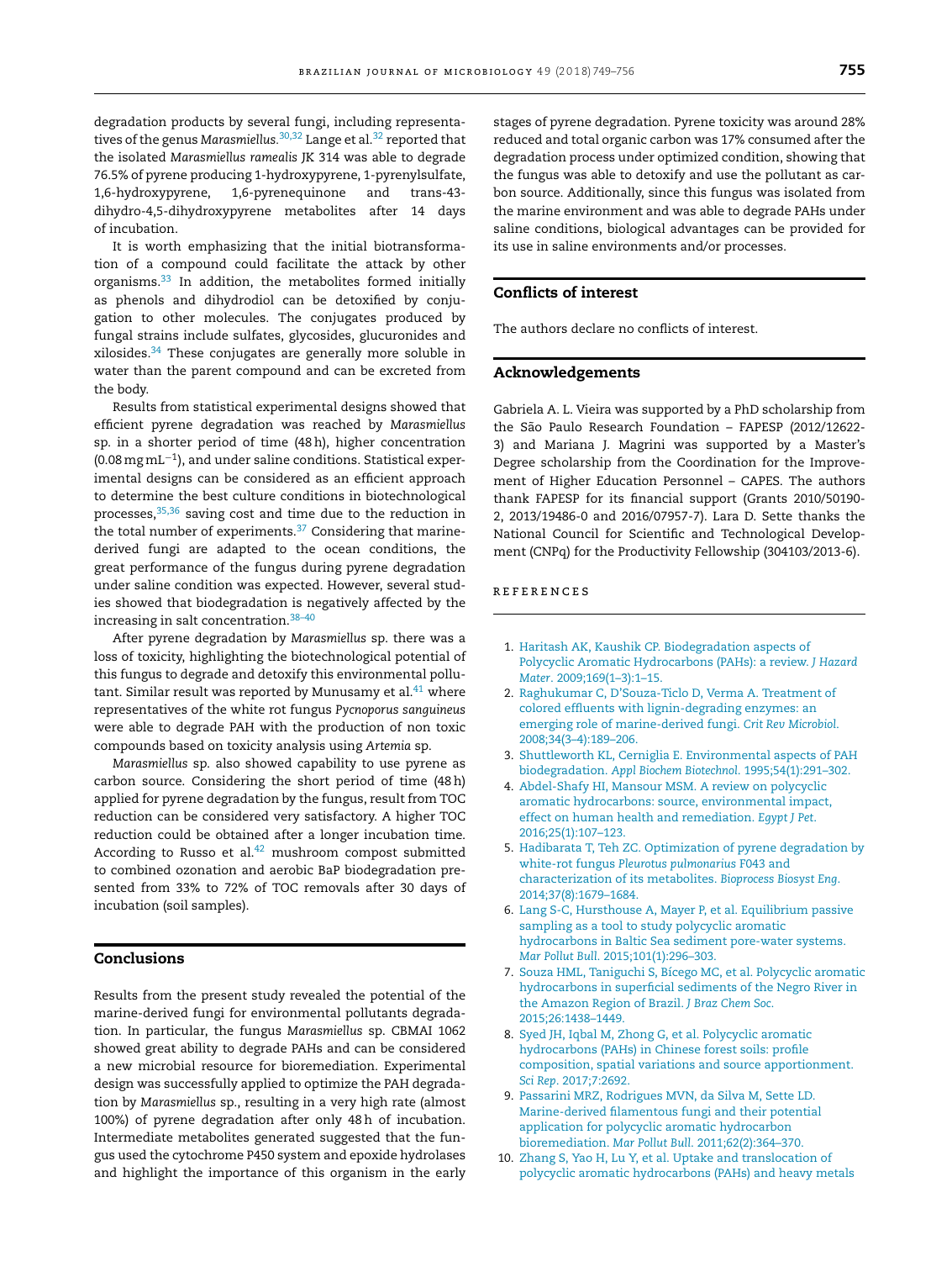degradation products by several fungi, including representatives of the genus *Marasmiellus*.[30,32] Lange et al.[32] reported that the isolated *Marasmiellus ramealis* JK 314 was able to degrade 76.5% of pyrene producing 1-hydroxypyrene, 1-pyrenylsulfate, 1,6-hydroxypyrene, 1,6-pyrenequinone and trans-43-dihydro-4,5-dihydroxypyrene metabolites after 14 days of incubation.

It is worth emphasizing that the initial biotransformation of a compound could facilitate the attack by other organisms.[33] In addition, the metabolites formed initially as phenols and dihydrodiol can be detoxified by conjugation to other molecules. The conjugates produced by fungal strains include sulfates, glycosides, glucuronides and xilosides.[34] These conjugates are generally more soluble in water than the parent compound and can be excreted from the body.

Results from statistical experimental designs showed that efficient pyrene degradation was reached by *Marasmiellus* sp. in a shorter period of time (48 h), higher concentration (0.08 mg $mL^{-1}$), and under saline conditions. Statistical experimental designs can be considered as an efficient approach to determine the best culture conditions in biotechnological processes,[35,36] saving cost and time due to the reduction in the total number of experiments.[37] Considering that marine-derived fungi are adapted to the ocean conditions, the great performance of the fungus during pyrene degradation under saline condition was expected. However, several studies showed that biodegradation is negatively affected by the increasing in salt concentration.[38–40]

After pyrene degradation by *Marasmiellus* sp. there was a loss of toxicity, highlighting the biotechnological potential of this fungus to degrade and detoxify this environmental pollutant. Similar result was reported by Munusamy et al.[41] where representatives of the white rot fungus *Pycnoporus sanguineus* were able to degrade PAH with the production of non toxic compounds based on toxicity analysis using *Artemia* sp.

*Marasmiellus* sp. also showed capability to use pyrene as carbon source. Considering the short period of time (48 h) applied for pyrene degradation by the fungus, result from TOC reduction can be considered very satisfactory. A higher TOC reduction could be obtained after a longer incubation time. According to Russo et al.[42] mushroom compost submitted to combined ozonation and aerobic BaP biodegradation presented from 33% to 72% of TOC removals after 30 days of incubation (soil samples).

## Conclusions

Results from the present study revealed the potential of the marine-derived fungi for environmental pollutants degradation. In particular, the fungus *Marasmiellus* sp. CBMAI 1062 showed great ability to degrade PAHs and can be considered a new microbial resource for bioremediation. Experimental design was successfully applied to optimize the PAH degradation by *Marasmiellus* sp., resulting in a very high rate (almost 100%) of pyrene degradation after only 48 h of incubation. Intermediate metabolites generated suggested that the fungus used the cytochrome P450 system and epoxide hydrolases and highlight the importance of this organism in the early stages of pyrene degradation. Pyrene toxicity was around 28% reduced and total organic carbon was 17% consumed after the degradation process under optimized condition, showing that the fungus was able to detoxify and use the pollutant as carbon source. Additionally, since this fungus was isolated from the marine environment and was able to degrade PAHs under saline conditions, biological advantages can be provided for its use in saline environments and/or processes.

## Conflicts of interest

The authors declare no conflicts of interest.

## Acknowledgements

Gabriela A. L. Vieira was supported by a PhD scholarship from the São Paulo Research Foundation – FAPESP (2012/12622-3) and Mariana J. Magrini was supported by a Master's Degree scholarship from the Coordination for the Improvement of Higher Education Personnel – CAPES. The authors thank FAPESP for its financial support (Grants 2010/50190-2, 2013/19486-0 and 2016/07957-7). Lara D. Sette thanks the National Council for Scientific and Technological Development (CNPq) for the Productivity Fellowship (304103/2013-6).

## REFERENCES

1. Haritash AK, Kaushik CP. Biodegradation aspects of Polycyclic Aromatic Hydrocarbons (PAHs): a review. *J Hazard Mater*. 2009;169(1–3):1–15.
2. Raghukumar C, D'Souza-Ticlo D, Verma A. Treatment of colored effluents with lignin-degrading enzymes: an emerging role of marine-derived fungi. *Crit Rev Microbiol*. 2008;34(3–4):189–206.
3. Shuttleworth KL, Cerniglia E. Environmental aspects of PAH biodegradation. *Appl Biochem Biotechnol*. 1995;54(1):291–302.
4. Abdel-Shafy HI, Mansour MSM. A review on polycyclic aromatic hydrocarbons: source, environmental impact, effect on human health and remediation. *Egypt J Pet*. 2016;25(1):107–123.
5. Hadibarata T, Teh ZC. Optimization of pyrene degradation by white-rot fungus *Pleurotus pulmonarius* F043 and characterization of its metabolites. *Bioprocess Biosyst Eng*. 2014;37(8):1679–1684.
6. Lang S-C, Hursthouse A, Mayer P, et al. Equilibrium passive sampling as a tool to study polycyclic aromatic hydrocarbons in Baltic Sea sediment pore-water systems. *Mar Pollut Bull*. 2015;101(1):296–303.
7. Souza HML, Taniguchi S, Bícego MC, et al. Polycyclic aromatic hydrocarbons in superficial sediments of the Negro River in the Amazon Region of Brazil. *J Braz Chem Soc*. 2015;26:1438–1449.
8. Syed JH, Iqbal M, Zhong G, et al. Polycyclic aromatic hydrocarbons (PAHs) in Chinese forest soils: profile composition, spatial variations and source apportionment. *Sci Rep*. 2017;7:2692.
9. Passarini MRZ, Rodrigues MVN, da Silva M, Sette LD. Marine-derived filamentous fungi and their potential application for polycyclic aromatic hydrocarbon bioremediation. *Mar Pollut Bull*. 2011;62(2):364–370.
10. Zhang S, Yao H, Lu Y, et al. Uptake and translocation of polycyclic aromatic hydrocarbons (PAHs) and heavy metals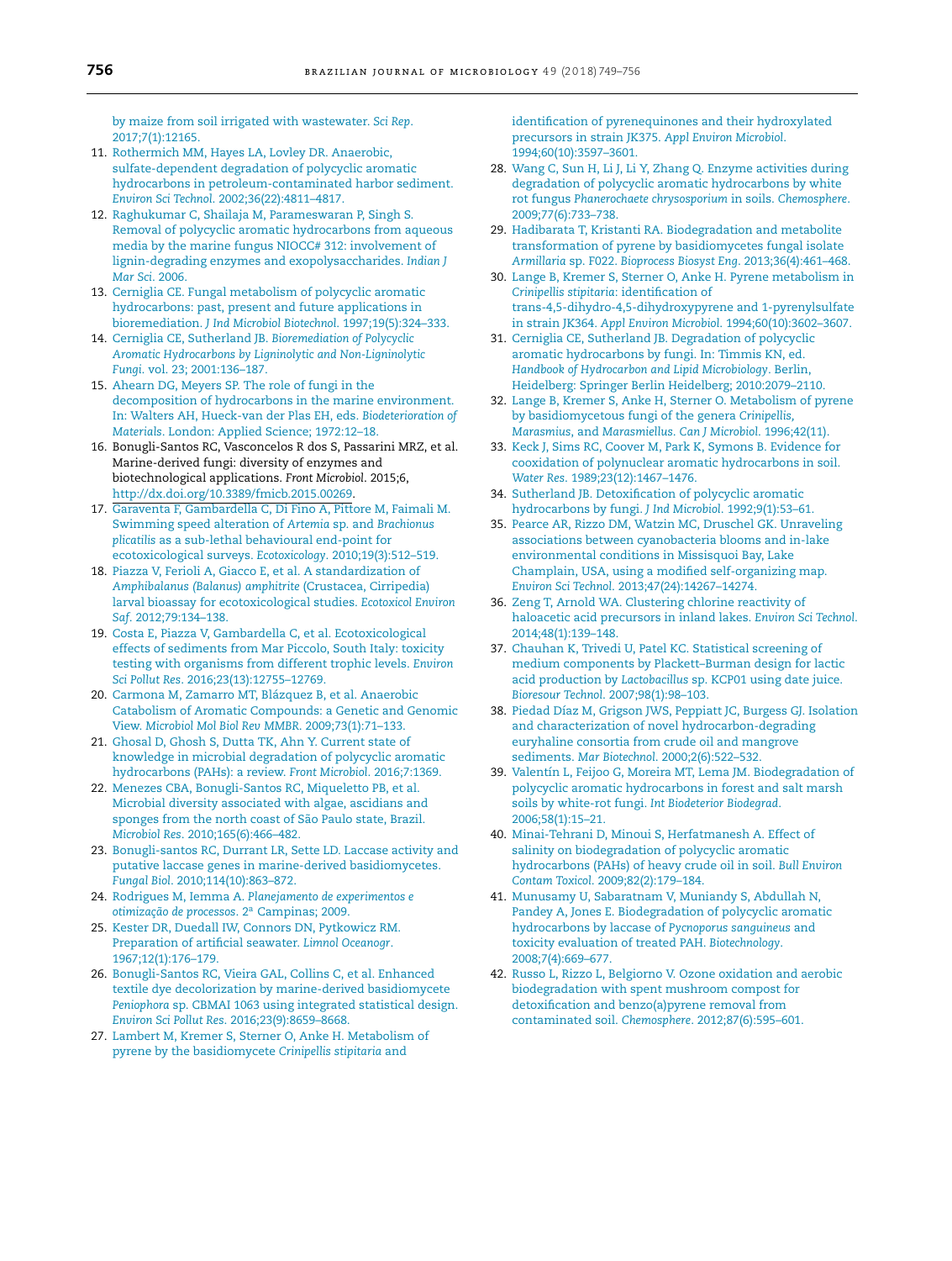by maize from soil irrigated with wastewater. *Sci Rep*. 2017;7(1):12165.

11. Rothermich MM, Hayes LA, Lovley DR. Anaerobic, sulfate-dependent degradation of polycyclic aromatic hydrocarbons in petroleum-contaminated harbor sediment. *Environ Sci Technol*. 2002;36(22):4811–4817.
12. Raghukumar C, Shailaja M, Parameswaran P, Singh S. Removal of polycyclic aromatic hydrocarbons from aqueous media by the marine fungus NIOCC# 312: involvement of lignin-degrading enzymes and exopolysaccharides. *Indian J Mar Sci*. 2006.
13. Cerniglia CE. Fungal metabolism of polycyclic aromatic hydrocarbons: past, present and future applications in bioremediation. *J Ind Microbiol Biotechnol*. 1997;19(5):324–333.
14. Cerniglia CE, Sutherland JB. *Bioremediation of Polycyclic Aromatic Hydrocarbons by Ligninolytic and Non-Ligninolytic Fungi*. vol. 23; 2001:136–187.
15. Ahearn DG, Meyers SP. The role of fungi in the decomposition of hydrocarbons in the marine environment. In: Walters AH, Hueck-van der Plas EH, eds. *Biodeterioration of Materials*. London: Applied Science; 1972:12–18.
16. Bonugli-Santos RC, Vasconcelos R dos S, Passarini MRZ, et al. Marine-derived fungi: diversity of enzymes and biotechnological applications. *Front Microbiol*. 2015;6, http://dx.doi.org/10.3389/fmicb.2015.00269.
17. Garaventa F, Gambardella C, Di Fino A, Pittore M, Faimali M. Swimming speed alteration of *Artemia* sp. and *Brachionus plicatilis* as a sub-lethal behavioural end-point for ecotoxicological surveys. *Ecotoxicology*. 2010;19(3):512–519.
18. Piazza V, Ferioli A, Giacco E, et al. A standardization of *Amphibalanus (Balanus) amphitrite* (Crustacea, Cirripedia) larval bioassay for ecotoxicological studies. *Ecotoxicol Environ Saf*. 2012;79:134–138.
19. Costa E, Piazza V, Gambardella C, et al. Ecotoxicological effects of sediments from Mar Piccolo, South Italy: toxicity testing with organisms from different trophic levels. *Environ Sci Pollut Res*. 2016;23(13):12755–12769.
20. Carmona M, Zamarro MT, Blázquez B, et al. Anaerobic Catabolism of Aromatic Compounds: a Genetic and Genomic View. *Microbiol Mol Biol Rev MMBR*. 2009;73(1):71–133.
21. Ghosal D, Ghosh S, Dutta TK, Ahn Y. Current state of knowledge in microbial degradation of polycyclic aromatic hydrocarbons (PAHs): a review. *Front Microbiol*. 2016;7:1369.
22. Menezes CBA, Bonugli-Santos RC, Miqueletto PB, et al. Microbial diversity associated with algae, ascidians and sponges from the north coast of São Paulo state, Brazil. *Microbiol Res*. 2010;165(6):466–482.
23. Bonugli-santos RC, Durrant LR, Sette LD. Laccase activity and putative laccase genes in marine-derived basidiomycetes. *Fungal Biol*. 2010;114(10):863–872.
24. Rodrigues M, Iemma A. *Planejamento de experimentos e otimização de processos*. 2ª Campinas; 2009.
25. Kester DR, Duedall IW, Connors DN, Pytkowicz RM. Preparation of artificial seawater. *Limnol Oceanogr*. 1967;12(1):176–179.
26. Bonugli-Santos RC, Vieira GAL, Collins C, et al. Enhanced textile dye decolorization by marine-derived basidiomycete *Peniophora* sp. CBMAI 1063 using integrated statistical design. *Environ Sci Pollut Res*. 2016;23(9):8659–8668.
27. Lambert M, Kremer S, Sterner O, Anke H. Metabolism of pyrene by the basidiomycete *Crinipellis stipitaria* and identification of pyrenequinones and their hydroxylated precursors in strain JK375. *Appl Environ Microbiol*. 1994;60(10):3597–3601.
28. Wang C, Sun H, Li J, Li Y, Zhang Q. Enzyme activities during degradation of polycyclic aromatic hydrocarbons by white rot fungus *Phanerochaete chrysosporium* in soils. *Chemosphere*. 2009;77(6):733–738.
29. Hadibarata T, Kristanti RA. Biodegradation and metabolite transformation of pyrene by basidiomycetes fungal isolate *Armillaria* sp. F022. *Bioprocess Biosyst Eng*. 2013;36(4):461–468.
30. Lange B, Kremer S, Sterner O, Anke H. Pyrene metabolism in *Crinipellis stipitaria*: identification of trans-4,5-dihydro-4,5-dihydroxypyrene and 1-pyrenylsulfate in strain JK364. *Appl Environ Microbiol*. 1994;60(10):3602–3607.
31. Cerniglia CE, Sutherland JB. Degradation of polycyclic aromatic hydrocarbons by fungi. In: Timmis KN, ed. *Handbook of Hydrocarbon and Lipid Microbiology*. Berlin, Heidelberg: Springer Berlin Heidelberg; 2010:2079–2110.
32. Lange B, Kremer S, Anke H, Sterner O. Metabolism of pyrene by basidiomycetous fungi of the genera *Crinipellis, Marasmius*, and *Marasmiellus*. *Can J Microbiol*. 1996;42(11).
33. Keck J, Sims RC, Coover M, Park K, Symons B. Evidence for cooxidation of polynuclear aromatic hydrocarbons in soil. *Water Res*. 1989;23(12):1467–1476.
34. Sutherland JB. Detoxification of polycyclic aromatic hydrocarbons by fungi. *J Ind Microbiol*. 1992;9(1):53–61.
35. Pearce AR, Rizzo DM, Watzin MC, Druschel GK. Unraveling associations between cyanobacteria blooms and in-lake environmental conditions in Missisquoi Bay, Lake Champlain, USA, using a modified self-organizing map. *Environ Sci Technol*. 2013;47(24):14267–14274.
36. Zeng T, Arnold WA. Clustering chlorine reactivity of haloacetic acid precursors in inland lakes. *Environ Sci Technol*. 2014;48(1):139–148.
37. Chauhan K, Trivedi U, Patel KC. Statistical screening of medium components by Plackett–Burman design for lactic acid production by *Lactobacillus* sp. KCP01 using date juice. *Bioresour Technol*. 2007;98(1):98–103.
38. Piedad Díaz M, Grigson JWS, Peppiatt JC, Burgess GJ. Isolation and characterization of novel hydrocarbon-degrading euryhaline consortia from crude oil and mangrove sediments. *Mar Biotechnol*. 2000;2(6):522–532.
39. Valentín L, Feijoo G, Moreira MT, Lema JM. Biodegradation of polycyclic aromatic hydrocarbons in forest and salt marsh soils by white-rot fungi. *Int Biodeterior Biodegrad*. 2006;58(1):15–21.
40. Minai-Tehrani D, Minoui S, Herfatmanesh A. Effect of salinity on biodegradation of polycyclic aromatic hydrocarbons (PAHs) of heavy crude oil in soil. *Bull Environ Contam Toxicol*. 2009;82(2):179–184.
41. Munusamy U, Sabaratnam V, Muniandy S, Abdullah N, Pandey A, Jones E. Biodegradation of polycyclic aromatic hydrocarbons by laccase of *Pycnoporus sanguineus* and toxicity evaluation of treated PAH. *Biotechnology*. 2008;7(4):669–677.
42. Russo L, Rizzo L, Belgiorno V. Ozone oxidation and aerobic biodegradation with spent mushroom compost for detoxification and benzo(a)pyrene removal from contaminated soil. *Chemosphere*. 2012;87(6):595–601.